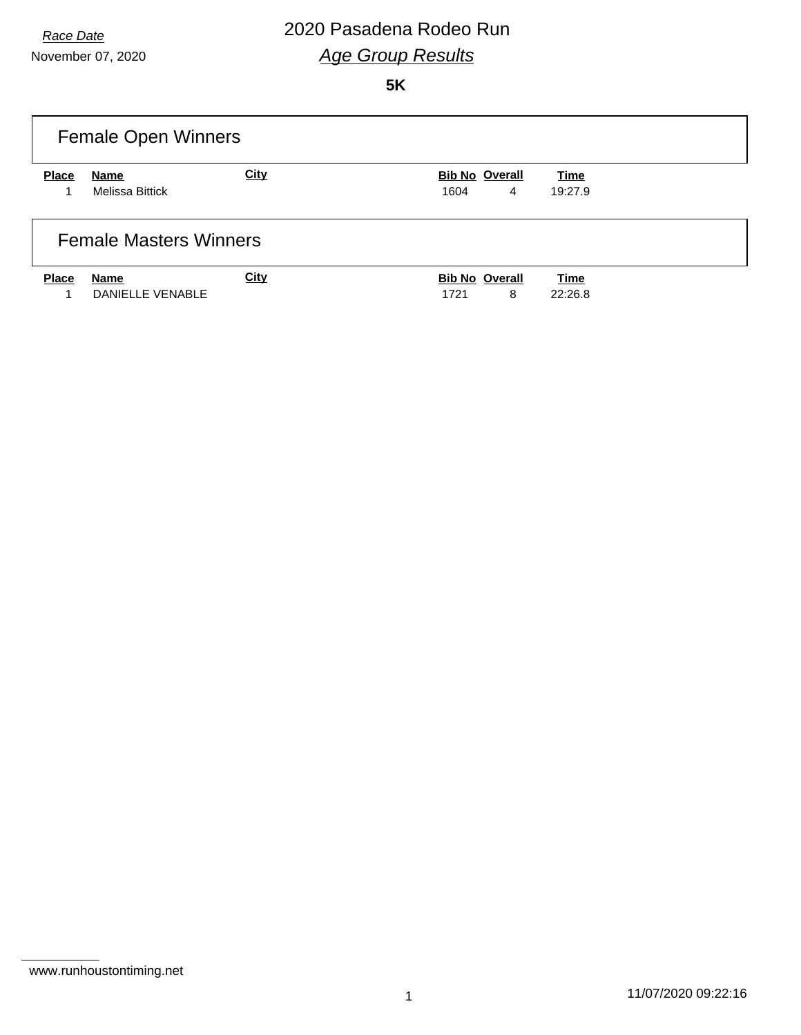*Race Date*

November 07, 2020

# 2020 Pasadena Rodeo Run

## *Age Group Results*

**5K**

### Female Open Winners

| Place | Name | City | Bib No | Overall | Time |
|---|---|---|---|---|---|
| 1 | Melissa Bittick | | 1604 | 4 | 19:27.9 |

### Female Masters Winners

| Place | Name | City | Bib No | Overall | Time |
|---|---|---|---|---|---|
| 1 | DANIELLE VENABLE | | 1721 | 8 | 22:26.8 |

www.runhoustontiming.net

11/07/2020 09:22:16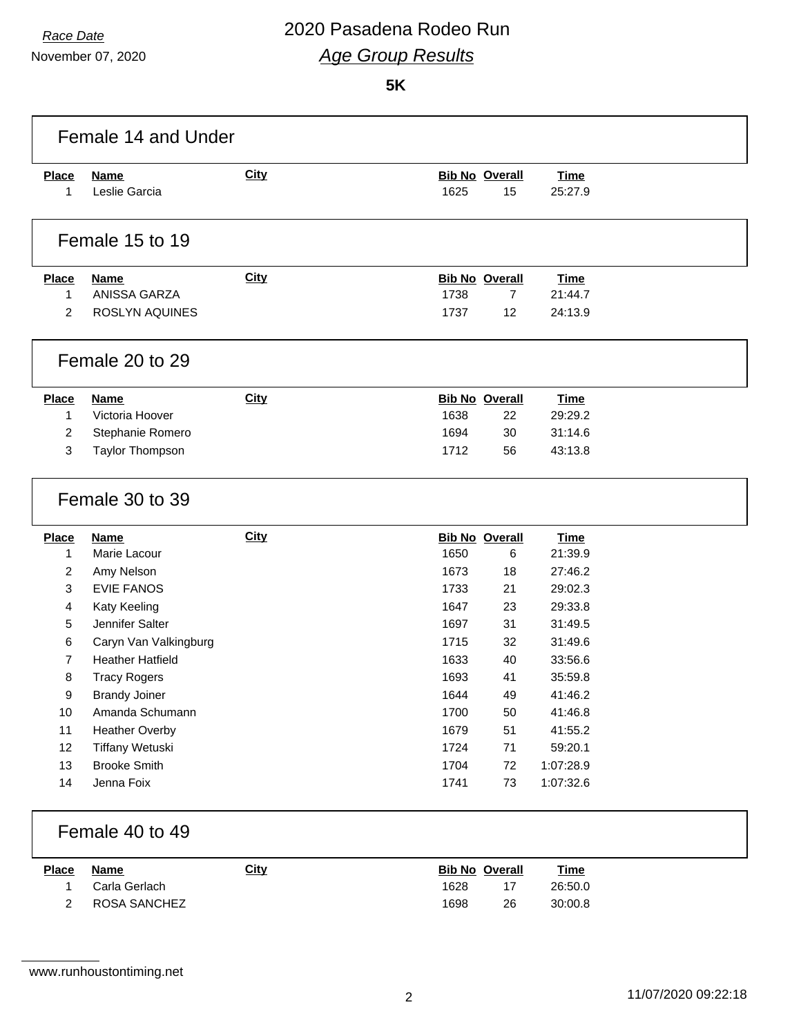Race Date

November 07, 2020

# 2020 Pasadena Rodeo Run

## *Age Group Results*

**5K**

### Female 14 and Under

| Place | Name | City | Bib No | Overall | Time |
|---|---|---|---|---|---|
| 1 | Leslie Garcia | | 1625 | 15 | 25:27.9 |

### Female 15 to 19

| Place | Name | City | Bib No | Overall | Time |
|---|---|---|---|---|---|
| 1 | ANISSA GARZA | | 1738 | 7 | 21:44.7 |
| 2 | ROSLYN AQUINES | | 1737 | 12 | 24:13.9 |

### Female 20 to 29

| Place | Name | City | Bib No | Overall | Time |
|---|---|---|---|---|---|
| 1 | Victoria Hoover | | 1638 | 22 | 29:29.2 |
| 2 | Stephanie Romero | | 1694 | 30 | 31:14.6 |
| 3 | Taylor Thompson | | 1712 | 56 | 43:13.8 |

### Female 30 to 39

| Place | Name | City | Bib No | Overall | Time |
|---|---|---|---|---|---|
| 1 | Marie Lacour | | 1650 | 6 | 21:39.9 |
| 2 | Amy Nelson | | 1673 | 18 | 27:46.2 |
| 3 | EVIE FANOS | | 1733 | 21 | 29:02.3 |
| 4 | Katy Keeling | | 1647 | 23 | 29:33.8 |
| 5 | Jennifer Salter | | 1697 | 31 | 31:49.5 |
| 6 | Caryn Van Valkingburg | | 1715 | 32 | 31:49.6 |
| 7 | Heather Hatfield | | 1633 | 40 | 33:56.6 |
| 8 | Tracy Rogers | | 1693 | 41 | 35:59.8 |
| 9 | Brandy Joiner | | 1644 | 49 | 41:46.2 |
| 10 | Amanda Schumann | | 1700 | 50 | 41:46.8 |
| 11 | Heather Overby | | 1679 | 51 | 41:55.2 |
| 12 | Tiffany Wetuski | | 1724 | 71 | 59:20.1 |
| 13 | Brooke Smith | | 1704 | 72 | 1:07:28.9 |
| 14 | Jenna Foix | | 1741 | 73 | 1:07:32.6 |

### Female 40 to 49

| Place | Name | City | Bib No | Overall | Time |
|---|---|---|---|---|---|
| 1 | Carla Gerlach | | 1628 | 17 | 26:50.0 |
| 2 | ROSA SANCHEZ | | 1698 | 26 | 30:00.8 |

www.runhoustontiming.net

11/07/2020 09:22:18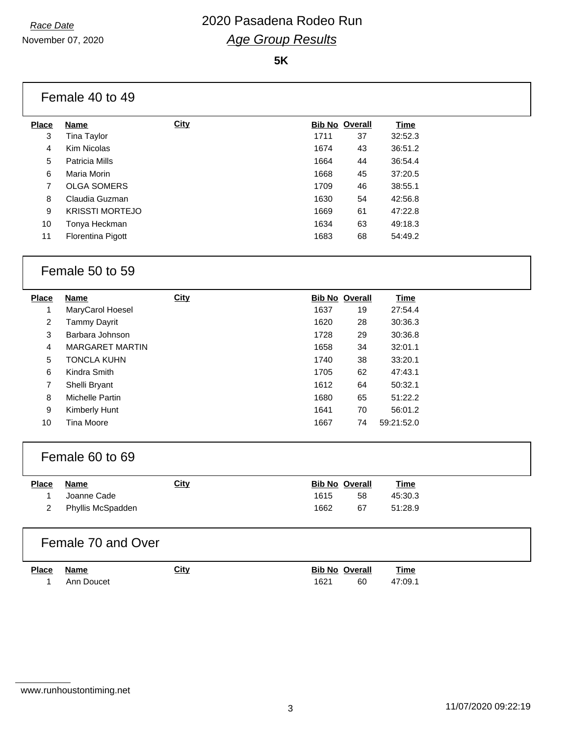*Race Date*

November 07, 2020

# 2020 Pasadena Rodeo Run

## *Age Group Results*

**5K**

### Female 40 to 49

| Place | Name | City | Bib No | Overall | Time |
|---|---|---|---|---|---|
| 3 | Tina Taylor | | 1711 | 37 | 32:52.3 |
| 4 | Kim Nicolas | | 1674 | 43 | 36:51.2 |
| 5 | Patricia Mills | | 1664 | 44 | 36:54.4 |
| 6 | Maria Morin | | 1668 | 45 | 37:20.5 |
| 7 | OLGA SOMERS | | 1709 | 46 | 38:55.1 |
| 8 | Claudia Guzman | | 1630 | 54 | 42:56.8 |
| 9 | KRISSTI MORTEJO | | 1669 | 61 | 47:22.8 |
| 10 | Tonya Heckman | | 1634 | 63 | 49:18.3 |
| 11 | Florentina Pigott | | 1683 | 68 | 54:49.2 |

### Female 50 to 59

| Place | Name | City | Bib No | Overall | Time |
|---|---|---|---|---|---|
| 1 | MaryCarol Hoesel | | 1637 | 19 | 27:54.4 |
| 2 | Tammy Dayrit | | 1620 | 28 | 30:36.3 |
| 3 | Barbara Johnson | | 1728 | 29 | 30:36.8 |
| 4 | MARGARET MARTIN | | 1658 | 34 | 32:01.1 |
| 5 | TONCLA KUHN | | 1740 | 38 | 33:20.1 |
| 6 | Kindra Smith | | 1705 | 62 | 47:43.1 |
| 7 | Shelli Bryant | | 1612 | 64 | 50:32.1 |
| 8 | Michelle Partin | | 1680 | 65 | 51:22.2 |
| 9 | Kimberly Hunt | | 1641 | 70 | 56:01.2 |
| 10 | Tina Moore | | 1667 | 74 | 59:21:52.0 |

### Female 60 to 69

| Place | Name | City | Bib No | Overall | Time |
|---|---|---|---|---|---|
| 1 | Joanne Cade | | 1615 | 58 | 45:30.3 |
| 2 | Phyllis McSpadden | | 1662 | 67 | 51:28.9 |

### Female 70 and Over

| Place | Name | City | Bib No | Overall | Time |
|---|---|---|---|---|---|
| 1 | Ann Doucet | | 1621 | 60 | 47:09.1 |

www.runhoustontiming.net

11/07/2020 09:22:19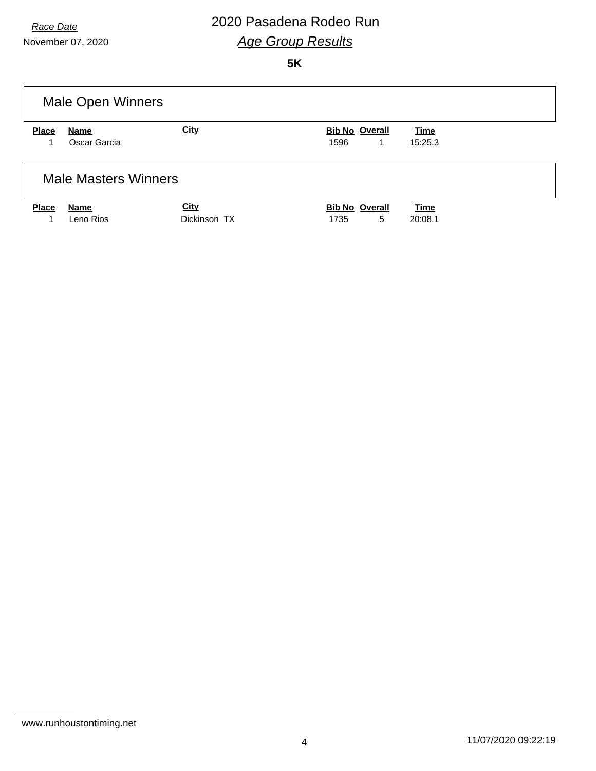Race Date

November 07, 2020

# 2020 Pasadena Rodeo Run

## *Age Group Results*

**5K**

### Male Open Winners

| Place | Name | City | Bib No | Overall | Time |
|---|---|---|---|---|---|
| 1 | Oscar Garcia | | 1596 | 1 | 15:25.3 |

### Male Masters Winners

| Place | Name | City | Bib No | Overall | Time |
|---|---|---|---|---|---|
| 1 | Leno Rios | Dickinson TX | 1735 | 5 | 20:08.1 |

www.runhoustontiming.net

11/07/2020 09:22:19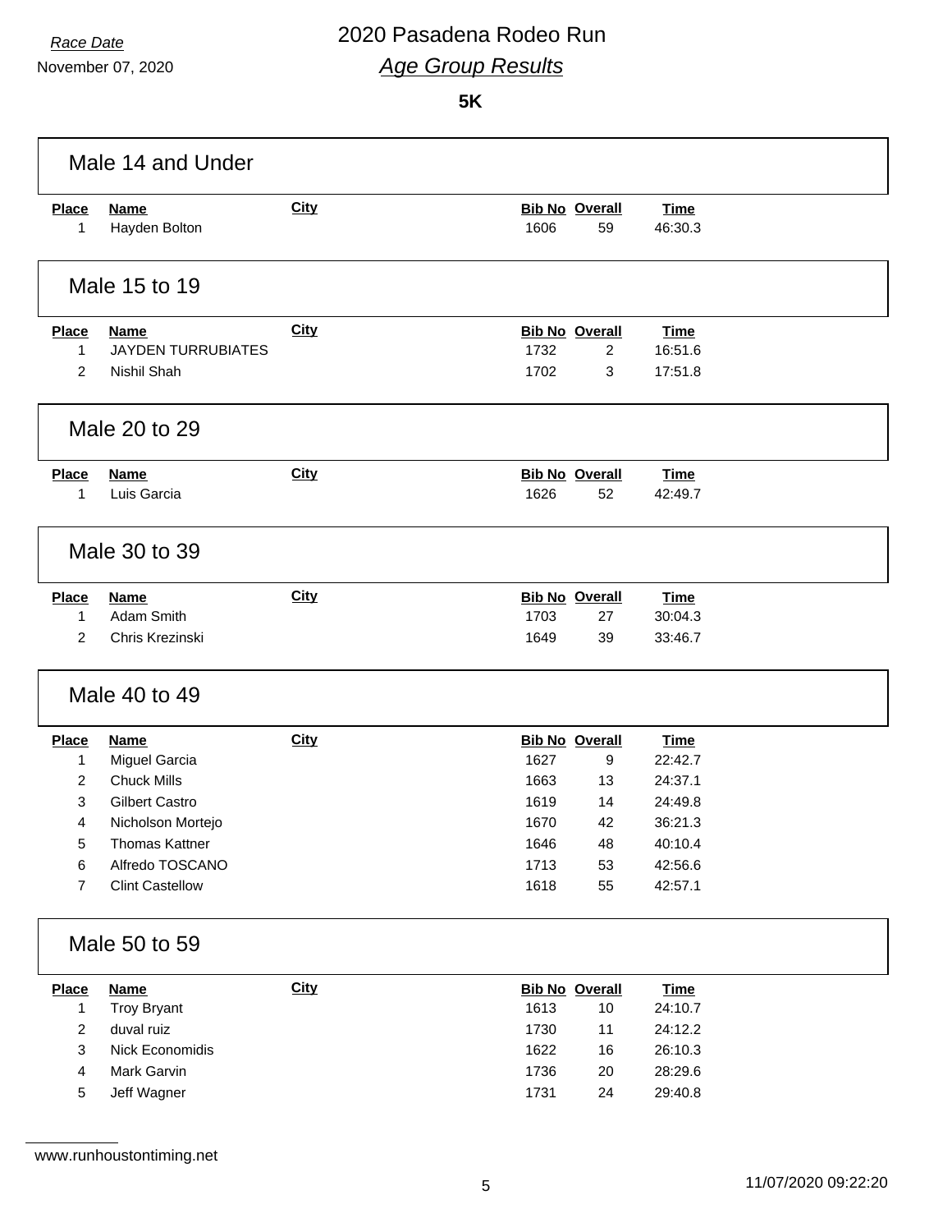*Race Date*

November 07, 2020

# 2020 Pasadena Rodeo Run

## *Age Group Results*

**5K**

### Male 14 and Under

| Place | Name | City | Bib No | Overall | Time |
|---|---|---|---|---|---|
| 1 | Hayden Bolton | | 1606 | 59 | 46:30.3 |

### Male 15 to 19

| Place | Name | City | Bib No | Overall | Time |
|---|---|---|---|---|---|
| 1 | JAYDEN TURRUBIATES | | 1732 | 2 | 16:51.6 |
| 2 | Nishil Shah | | 1702 | 3 | 17:51.8 |

### Male 20 to 29

| Place | Name | City | Bib No | Overall | Time |
|---|---|---|---|---|---|
| 1 | Luis Garcia | | 1626 | 52 | 42:49.7 |

### Male 30 to 39

| Place | Name | City | Bib No | Overall | Time |
|---|---|---|---|---|---|
| 1 | Adam Smith | | 1703 | 27 | 30:04.3 |
| 2 | Chris Krezinski | | 1649 | 39 | 33:46.7 |

### Male 40 to 49

| Place | Name | City | Bib No | Overall | Time |
|---|---|---|---|---|---|
| 1 | Miguel Garcia | | 1627 | 9 | 22:42.7 |
| 2 | Chuck Mills | | 1663 | 13 | 24:37.1 |
| 3 | Gilbert Castro | | 1619 | 14 | 24:49.8 |
| 4 | Nicholson Mortejo | | 1670 | 42 | 36:21.3 |
| 5 | Thomas Kattner | | 1646 | 48 | 40:10.4 |
| 6 | Alfredo TOSCANO | | 1713 | 53 | 42:56.6 |
| 7 | Clint Castellow | | 1618 | 55 | 42:57.1 |

### Male 50 to 59

| Place | Name | City | Bib No | Overall | Time |
|---|---|---|---|---|---|
| 1 | Troy Bryant | | 1613 | 10 | 24:10.7 |
| 2 | duval ruiz | | 1730 | 11 | 24:12.2 |
| 3 | Nick Economidis | | 1622 | 16 | 26:10.3 |
| 4 | Mark Garvin | | 1736 | 20 | 28:29.6 |
| 5 | Jeff Wagner | | 1731 | 24 | 29:40.8 |

www.runhoustontiming.net

11/07/2020 09:22:20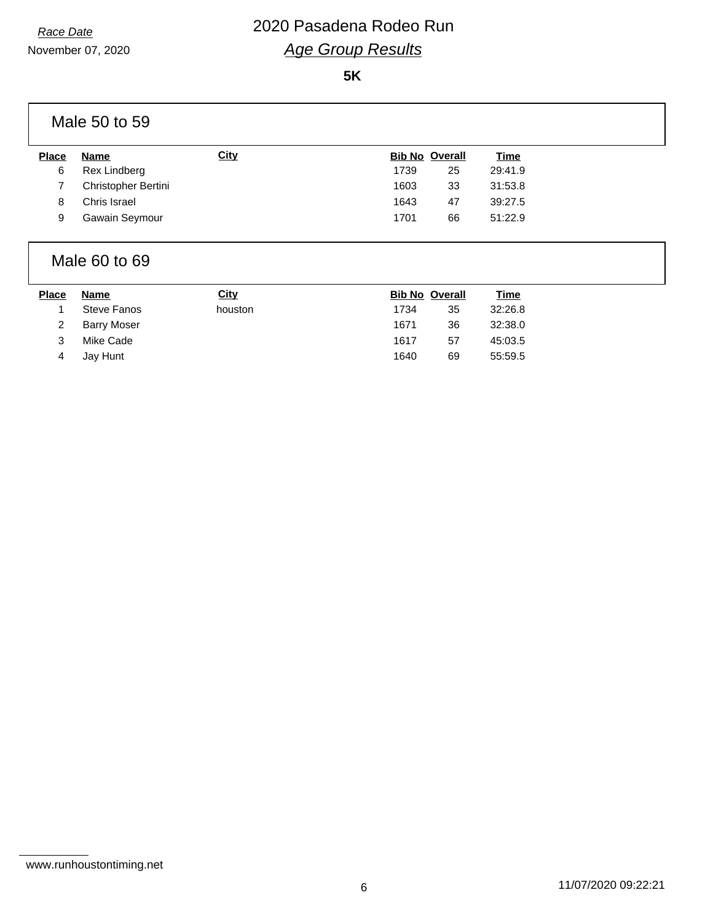Race Date

November 07, 2020

# 2020 Pasadena Rodeo Run

## *Age Group Results*

**5K**

### Male 50 to 59

| Place | Name | City | Bib No | Overall | Time |
|---|---|---|---|---|---|
| 6 | Rex Lindberg | | 1739 | 25 | 29:41.9 |
| 7 | Christopher Bertini | | 1603 | 33 | 31:53.8 |
| 8 | Chris Israel | | 1643 | 47 | 39:27.5 |
| 9 | Gawain Seymour | | 1701 | 66 | 51:22.9 |

### Male 60 to 69

| Place | Name | City | Bib No | Overall | Time |
|---|---|---|---|---|---|
| 1 | Steve Fanos | houston | 1734 | 35 | 32:26.8 |
| 2 | Barry Moser | | 1671 | 36 | 32:38.0 |
| 3 | Mike Cade | | 1617 | 57 | 45:03.5 |
| 4 | Jay Hunt | | 1640 | 69 | 55:59.5 |

www.runhoustontiming.net

11/07/2020 09:22:21